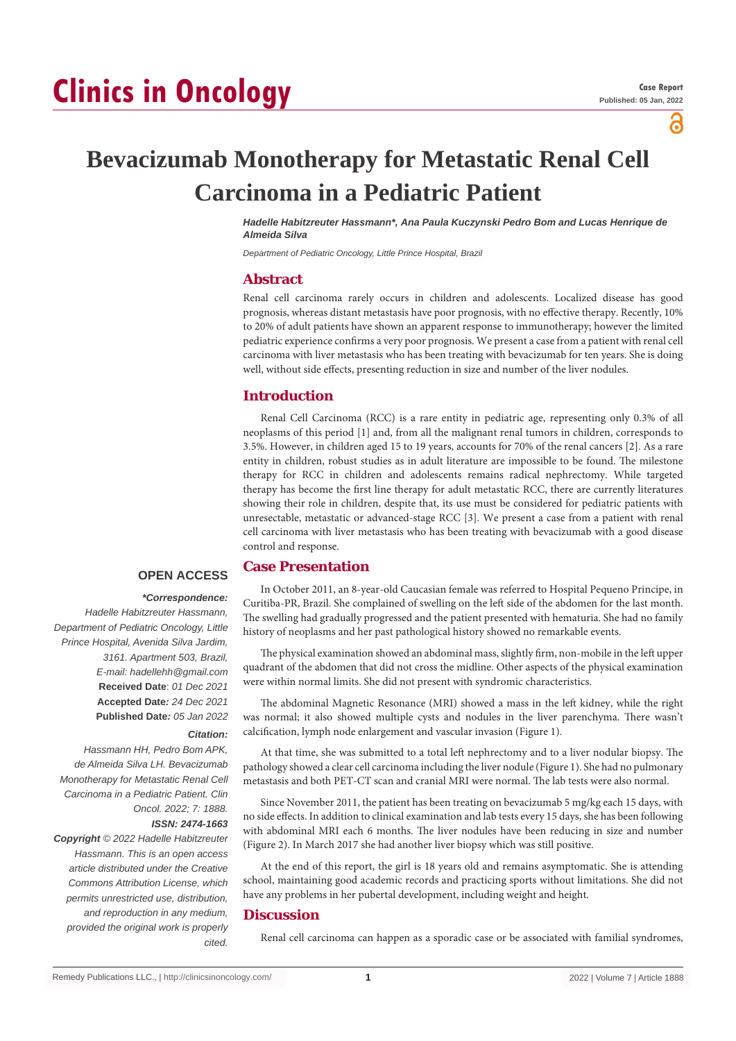# Clinics in Oncology

**Case Report**
**Published: 05 Jan, 2022**

# Bevacizumab Monotherapy for Metastatic Renal Cell Carcinoma in a Pediatric Patient

***Hadelle Habitzreuter Hassmann\*, Ana Paula Kuczynski Pedro Bom and Lucas Henrique de Almeida Silva***

*Department of Pediatric Oncology, Little Prince Hospital, Brazil*

## Abstract

Renal cell carcinoma rarely occurs in children and adolescents. Localized disease has good prognosis, whereas distant metastasis have poor prognosis, with no effective therapy. Recently, 10% to 20% of adult patients have shown an apparent response to immunotherapy; however the limited pediatric experience confirms a very poor prognosis. We present a case from a patient with renal cell carcinoma with liver metastasis who has been treating with bevacizumab for ten years. She is doing well, without side effects, presenting reduction in size and number of the liver nodules.

## Introduction

Renal Cell Carcinoma (RCC) is a rare entity in pediatric age, representing only 0.3% of all neoplasms of this period [1] and, from all the malignant renal tumors in children, corresponds to 3.5%. However, in children aged 15 to 19 years, accounts for 70% of the renal cancers [2]. As a rare entity in children, robust studies as in adult literature are impossible to be found. The milestone therapy for RCC in children and adolescents remains radical nephrectomy. While targeted therapy has become the first line therapy for adult metastatic RCC, there are currently literatures showing their role in children, despite that, its use must be considered for pediatric patients with unresectable, metastatic or advanced-stage RCC [3]. We present a case from a patient with renal cell carcinoma with liver metastasis who has been treating with bevacizumab with a good disease control and response.

## Case Presentation

In October 2011, an 8-year-old Caucasian female was referred to Hospital Pequeno Principe, in Curitiba-PR, Brazil. She complained of swelling on the left side of the abdomen for the last month. The swelling had gradually progressed and the patient presented with hematuria. She had no family history of neoplasms and her past pathological history showed no remarkable events.

The physical examination showed an abdominal mass, slightly firm, non-mobile in the left upper quadrant of the abdomen that did not cross the midline. Other aspects of the physical examination were within normal limits. She did not present with syndromic characteristics.

The abdominal Magnetic Resonance (MRI) showed a mass in the left kidney, while the right was normal; it also showed multiple cysts and nodules in the liver parenchyma. There wasn't calcification, lymph node enlargement and vascular invasion (Figure 1).

At that time, she was submitted to a total left nephrectomy and to a liver nodular biopsy. The pathology showed a clear cell carcinoma including the liver nodule (Figure 1). She had no pulmonary metastasis and both PET-CT scan and cranial MRI were normal. The lab tests were also normal.

Since November 2011, the patient has been treating on bevacizumab 5 mg/kg each 15 days, with no side effects. In addition to clinical examination and lab tests every 15 days, she has been following with abdominal MRI each 6 months. The liver nodules have been reducing in size and number (Figure 2). In March 2017 she had another liver biopsy which was still positive.

At the end of this report, the girl is 18 years old and remains asymptomatic. She is attending school, maintaining good academic records and practicing sports without limitations. She did not have any problems in her pubertal development, including weight and height.

## Discussion

Renal cell carcinoma can happen as a sporadic case or be associated with familial syndromes,

**OPEN ACCESS**

***\*Correspondence:***
*Hadelle Habitzreuter Hassmann, Department of Pediatric Oncology, Little Prince Hospital, Avenida Silva Jardim, 3161. Apartment 503, Brazil,*
*E-mail: hadellehh@gmail.com*
**Received Date**: *01 Dec 2021*
**Accepted Date***: 24 Dec 2021*
**Published Date***: 05 Jan 2022*

***Citation:***
*Hassmann HH, Pedro Bom APK, de Almeida Silva LH. Bevacizumab Monotherapy for Metastatic Renal Cell Carcinoma in a Pediatric Patient. Clin Oncol. 2022; 7: 1888.*
***ISSN: 2474-1663***

***Copyright** © 2022 Hadelle Habitzreuter Hassmann. This is an open access article distributed under the Creative Commons Attribution License, which permits unrestricted use, distribution, and reproduction in any medium, provided the original work is properly cited.*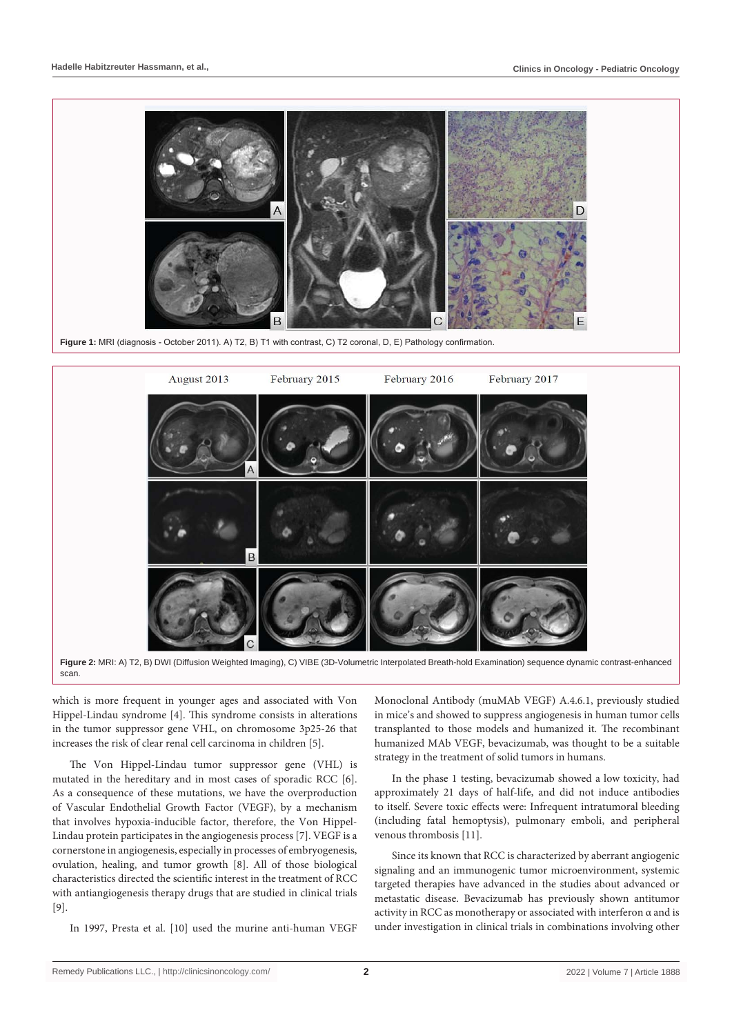Figure 1: MRI (diagnosis - October 2011). A) T2, B) T1 with contrast, C) T2 coronal, D, E) Pathology confirmation.

Figure 2: MRI: A) T2, B) DWI (Diffusion Weighted Imaging), C) VIBE (3D-Volumetric Interpolated Breath-hold Examination) sequence dynamic contrast-enhanced scan.

which is more frequent in younger ages and associated with Von Hippel-Lindau syndrome [4]. This syndrome consists in alterations in the tumor suppressor gene VHL, on chromosome 3p25-26 that increases the risk of clear renal cell carcinoma in children [5].

The Von Hippel-Lindau tumor suppressor gene (VHL) is mutated in the hereditary and in most cases of sporadic RCC [6]. As a consequence of these mutations, we have the overproduction of Vascular Endothelial Growth Factor (VEGF), by a mechanism that involves hypoxia-inducible factor, therefore, the Von Hippel-Lindau protein participates in the angiogenesis process [7]. VEGF is a cornerstone in angiogenesis, especially in processes of embryogenesis, ovulation, healing, and tumor growth [8]. All of those biological characteristics directed the scientific interest in the treatment of RCC with antiangiogenesis therapy drugs that are studied in clinical trials [9].

In 1997, Presta et al. [10] used the murine anti-human VEGF Monoclonal Antibody (muMAb VEGF) A.4.6.1, previously studied in mice's and showed to suppress angiogenesis in human tumor cells transplanted to those models and humanized it. The recombinant humanized MAb VEGF, bevacizumab, was thought to be a suitable strategy in the treatment of solid tumors in humans.

In the phase 1 testing, bevacizumab showed a low toxicity, had approximately 21 days of half-life, and did not induce antibodies to itself. Severe toxic effects were: Infrequent intratumoral bleeding (including fatal hemoptysis), pulmonary emboli, and peripheral venous thrombosis [11].

Since its known that RCC is characterized by aberrant angiogenic signaling and an immunogenic tumor microenvironment, systemic targeted therapies have advanced in the studies about advanced or metastatic disease. Bevacizumab has previously shown antitumor activity in RCC as monotherapy or associated with interferon α and is under investigation in clinical trials in combinations involving other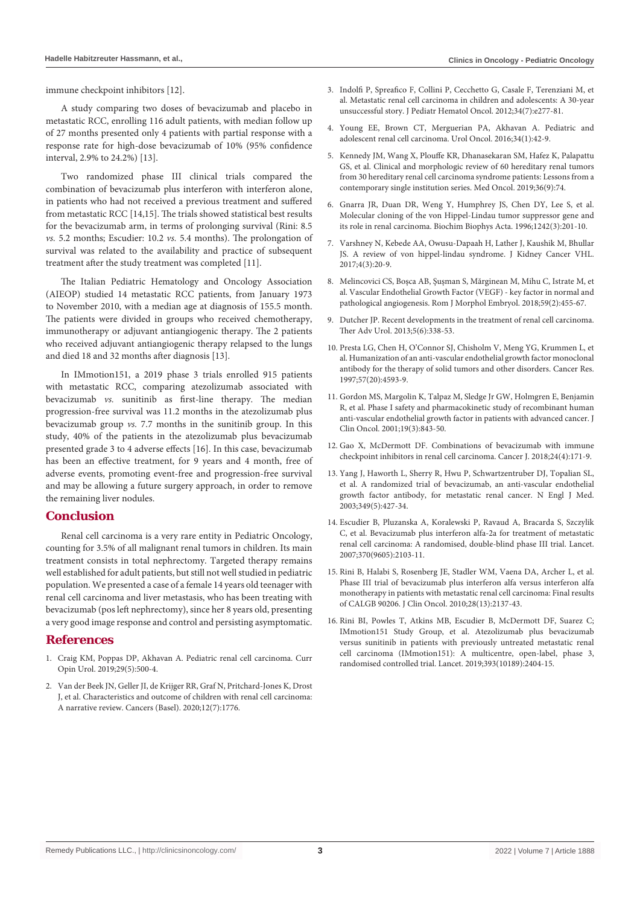immune checkpoint inhibitors [12].

A study comparing two doses of bevacizumab and placebo in metastatic RCC, enrolling 116 adult patients, with median follow up of 27 months presented only 4 patients with partial response with a response rate for high-dose bevacizumab of 10% (95% confidence interval, 2.9% to 24.2%) [13].

Two randomized phase III clinical trials compared the combination of bevacizumab plus interferon with interferon alone, in patients who had not received a previous treatment and suffered from metastatic RCC [14,15]. The trials showed statistical best results for the bevacizumab arm, in terms of prolonging survival (Rini: 8.5 *vs.* 5.2 months; Escudier: 10.2 *vs.* 5.4 months). The prolongation of survival was related to the availability and practice of subsequent treatment after the study treatment was completed [11].

The Italian Pediatric Hematology and Oncology Association (AIEOP) studied 14 metastatic RCC patients, from January 1973 to November 2010, with a median age at diagnosis of 155.5 month. The patients were divided in groups who received chemotherapy, immunotherapy or adjuvant antiangiogenic therapy. The 2 patients who received adjuvant antiangiogenic therapy relapsed to the lungs and died 18 and 32 months after diagnosis [13].

In IMmotion151, a 2019 phase 3 trials enrolled 915 patients with metastatic RCC, comparing atezolizumab associated with bevacizumab *vs.* sunitinib as first-line therapy. The median progression-free survival was 11.2 months in the atezolizumab plus bevacizumab group *vs.* 7.7 months in the sunitinib group. In this study, 40% of the patients in the atezolizumab plus bevacizumab presented grade 3 to 4 adverse effects [16]. In this case, bevacizumab has been an effective treatment, for 9 years and 4 month, free of adverse events, promoting event-free and progression-free survival and may be allowing a future surgery approach, in order to remove the remaining liver nodules.

## Conclusion

Renal cell carcinoma is a very rare entity in Pediatric Oncology, counting for 3.5% of all malignant renal tumors in children. Its main treatment consists in total nephrectomy. Targeted therapy remains well established for adult patients, but still not well studied in pediatric population. We presented a case of a female 14 years old teenager with renal cell carcinoma and liver metastasis, who has been treating with bevacizumab (pos left nephrectomy), since her 8 years old, presenting a very good image response and control and persisting asymptomatic.

## References

1. Craig KM, Poppas DP, Akhavan A. Pediatric renal cell carcinoma. Curr Opin Urol. 2019;29(5):500-4.
2. Van der Beek JN, Geller JI, de Krijger RR, Graf N, Pritchard-Jones K, Drost J, et al. Characteristics and outcome of children with renal cell carcinoma: A narrative review. Cancers (Basel). 2020;12(7):1776.
3. Indolfi P, Spreafico F, Collini P, Cecchetto G, Casale F, Terenziani M, et al. Metastatic renal cell carcinoma in children and adolescents: A 30-year unsuccessful story. J Pediatr Hematol Oncol. 2012;34(7):e277-81.
4. Young EE, Brown CT, Merguerian PA, Akhavan A. Pediatric and adolescent renal cell carcinoma. Urol Oncol. 2016;34(1):42-9.
5. Kennedy JM, Wang X, Plouffe KR, Dhanasekaran SM, Hafez K, Palapattu GS, et al. Clinical and morphologic review of 60 hereditary renal tumors from 30 hereditary renal cell carcinoma syndrome patients: Lessons from a contemporary single institution series. Med Oncol. 2019;36(9):74.
6. Gnarra JR, Duan DR, Weng Y, Humphrey JS, Chen DY, Lee S, et al. Molecular cloning of the von Hippel-Lindau tumor suppressor gene and its role in renal carcinoma. Biochim Biophys Acta. 1996;1242(3):201-10.
7. Varshney N, Kebede AA, Owusu-Dapaah H, Lather J, Kaushik M, Bhullar JS. A review of von hippel-lindau syndrome. J Kidney Cancer VHL. 2017;4(3):20-9.
8. Melincovici CS, Boşca AB, Şuşman S, Mărginean M, Mihu C, Istrate M, et al. Vascular Endothelial Growth Factor (VEGF) - key factor in normal and pathological angiogenesis. Rom J Morphol Embryol. 2018;59(2):455-67.
9. Dutcher JP. Recent developments in the treatment of renal cell carcinoma. Ther Adv Urol. 2013;5(6):338-53.
10. Presta LG, Chen H, O'Connor SJ, Chisholm V, Meng YG, Krummen L, et al. Humanization of an anti-vascular endothelial growth factor monoclonal antibody for the therapy of solid tumors and other disorders. Cancer Res. 1997;57(20):4593-9.
11. Gordon MS, Margolin K, Talpaz M, Sledge Jr GW, Holmgren E, Benjamin R, et al. Phase I safety and pharmacokinetic study of recombinant human anti-vascular endothelial growth factor in patients with advanced cancer. J Clin Oncol. 2001;19(3):843-50.
12. Gao X, McDermott DF. Combinations of bevacizumab with immune checkpoint inhibitors in renal cell carcinoma. Cancer J. 2018;24(4):171-9.
13. Yang J, Haworth L, Sherry R, Hwu P, Schwartzentruber DJ, Topalian SL, et al. A randomized trial of bevacizumab, an anti-vascular endothelial growth factor antibody, for metastatic renal cancer. N Engl J Med. 2003;349(5):427-34.
14. Escudier B, Pluzanska A, Koralewski P, Ravaud A, Bracarda S, Szczylik C, et al. Bevacizumab plus interferon alfa-2a for treatment of metastatic renal cell carcinoma: A randomised, double-blind phase III trial. Lancet. 2007;370(9605):2103-11.
15. Rini B, Halabi S, Rosenberg JE, Stadler WM, Vaena DA, Archer L, et al. Phase III trial of bevacizumab plus interferon alfa versus interferon alfa monotherapy in patients with metastatic renal cell carcinoma: Final results of CALGB 90206. J Clin Oncol. 2010;28(13):2137-43.
16. Rini BI, Powles T, Atkins MB, Escudier B, McDermott DF, Suarez C; IMmotion151 Study Group, et al. Atezolizumab plus bevacizumab versus sunitinib in patients with previously untreated metastatic renal cell carcinoma (IMmotion151): A multicentre, open-label, phase 3, randomised controlled trial. Lancet. 2019;393(10189):2404-15.